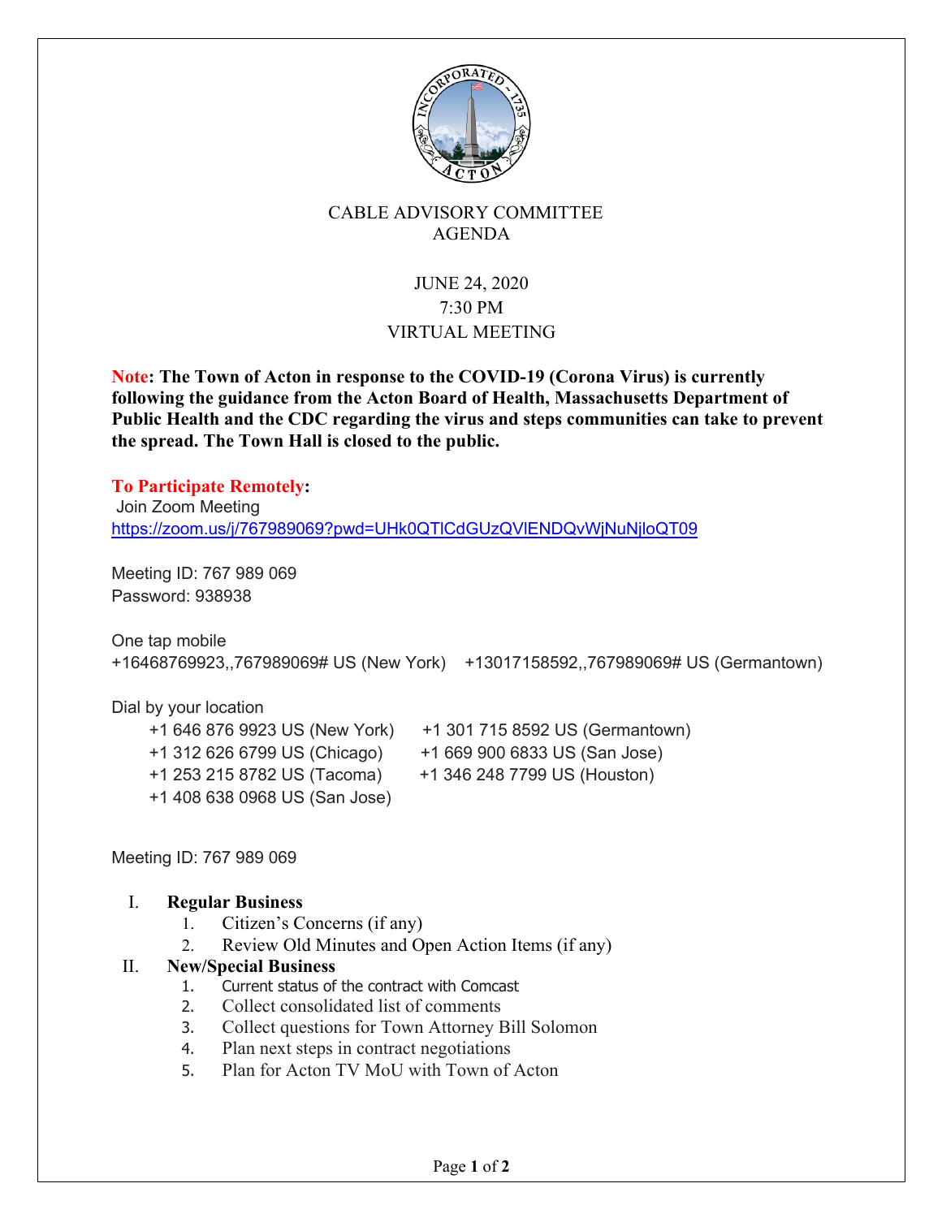# CABLE ADVISORY COMMITTEE
# AGENDA

JUNE 24, 2020
7:30 PM
VIRTUAL MEETING

**Note: The Town of Acton in response to the COVID-19 (Corona Virus) is currently following the guidance from the Acton Board of Health, Massachusetts Department of Public Health and the CDC regarding the virus and steps communities can take to prevent the spread. The Town Hall is closed to the public.**

**To Participate Remotely:**

Join Zoom Meeting
https://zoom.us/j/767989069?pwd=UHk0QTlCdGUzQVlENDQvWjNuNjloQT09

Meeting ID: 767 989 069
Password: 938938

One tap mobile
+16468769923,,767989069# US (New York) +13017158592,,767989069# US (Germantown)

Dial by your location
+1 646 876 9923 US (New York)
+1 301 715 8592 US (Germantown)
+1 312 626 6799 US (Chicago)
+1 669 900 6833 US (San Jose)
+1 253 215 8782 US (Tacoma)
+1 346 248 7799 US (Houston)
+1 408 638 0968 US (San Jose)

Meeting ID: 767 989 069

I. **Regular Business**
   1. Citizen's Concerns (if any)
   2. Review Old Minutes and Open Action Items (if any)

II. **New/Special Business**
   1. Current status of the contract with Comcast
   2. Collect consolidated list of comments
   3. Collect questions for Town Attorney Bill Solomon
   4. Plan next steps in contract negotiations
   5. Plan for Acton TV MoU with Town of Acton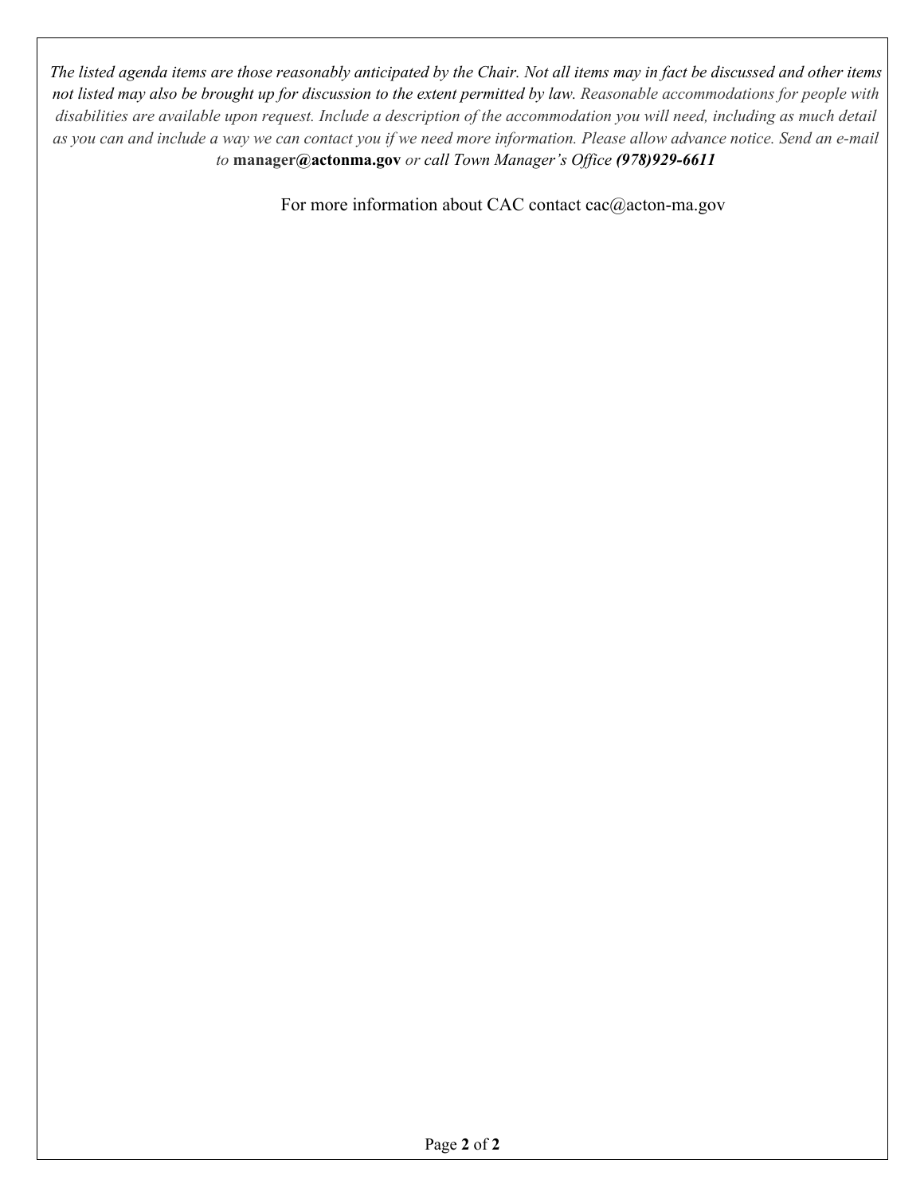*The listed agenda items are those reasonably anticipated by the Chair. Not all items may in fact be discussed and other items not listed may also be brought up for discussion to the extent permitted by law. Reasonable accommodations for people with disabilities are available upon request. Include a description of the accommodation you will need, including as much detail as you can and include a way we can contact you if we need more information. Please allow advance notice. Send an e-mail to* **manager@actonma.gov** *or call Town Manager's Office* ***(978)929-6611***

For more information about CAC contact cac@acton-ma.gov